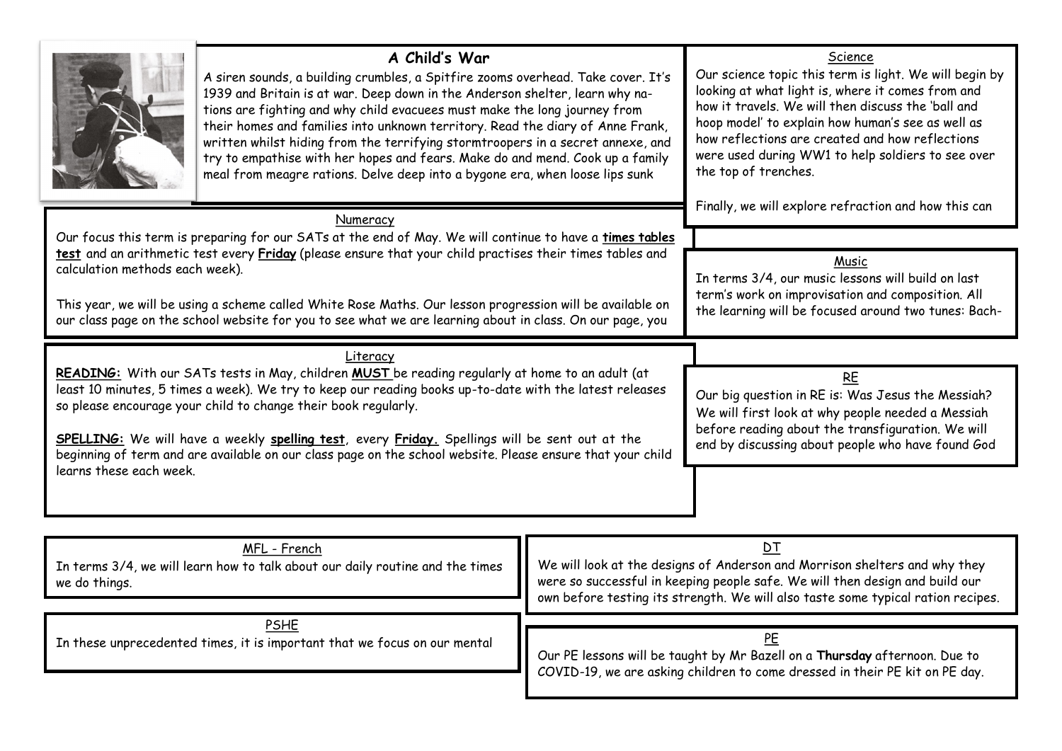## A Child's War

A siren sounds, a building crumbles, a Spitfire zooms overhead. Take cover. It's 1939 and Britain is at war. Deep down in the Anderson shelter, learn why nations are fighting and why child evacuees must make the long journey from their homes and families into unknown territory. Read the diary of Anne Frank, written whilst hiding from the terrifying stormtroopers in a secret annexe, and try to empathise with her hopes and fears. Make do and mend. Cook up a family meal from meagre rations. Delve deep into a bygone era, when loose lips sunk

### Science

Our science topic this term is light. We will begin by looking at what light is, where it comes from and how it travels. We will then discuss the 'ball and hoop model' to explain how human's see as well as how reflections are created and how reflections were used during WW1 to help soldiers to see over the top of trenches.

Finally, we will explore refraction and how this can

### Numeracy

Our focus this term is preparing for our SATs at the end of May. We will continue to have a **times tables test** and an arithmetic test every **Friday** (please ensure that your child practises their times tables and calculation methods each week).

This year, we will be using a scheme called White Rose Maths. Our lesson progression will be available on our class page on the school website for you to see what we are learning about in class. On our page, you

### Music

In terms 3/4, our music lessons will build on last term's work on improvisation and composition. All the learning will be focused around two tunes: Bach-

### Literacy

**READING:** With our SATs tests in May, children **MUST** be reading regularly at home to an adult (at least 10 minutes, 5 times a week). We try to keep our reading books up-to-date with the latest releases so please encourage your child to change their book regularly.

**SPELLING:** We will have a weekly **spelling test**, every **Friday.** Spellings will be sent out at the beginning of term and are available on our class page on the school website. Please ensure that your child learns these each week.

### RE

Our big question in RE is: Was Jesus the Messiah? We will first look at why people needed a Messiah before reading about the transfiguration. We will end by discussing about people who have found God

### MFL - French

In terms 3/4, we will learn how to talk about our daily routine and the times we do things.

### DT

We will look at the designs of Anderson and Morrison shelters and why they were so successful in keeping people safe. We will then design and build our own before testing its strength. We will also taste some typical ration recipes.

### PSHE

In these unprecedented times, it is important that we focus on our mental

### PE

Our PE lessons will be taught by Mr Bazell on a **Thursday** afternoon. Due to COVID-19, we are asking children to come dressed in their PE kit on PE day.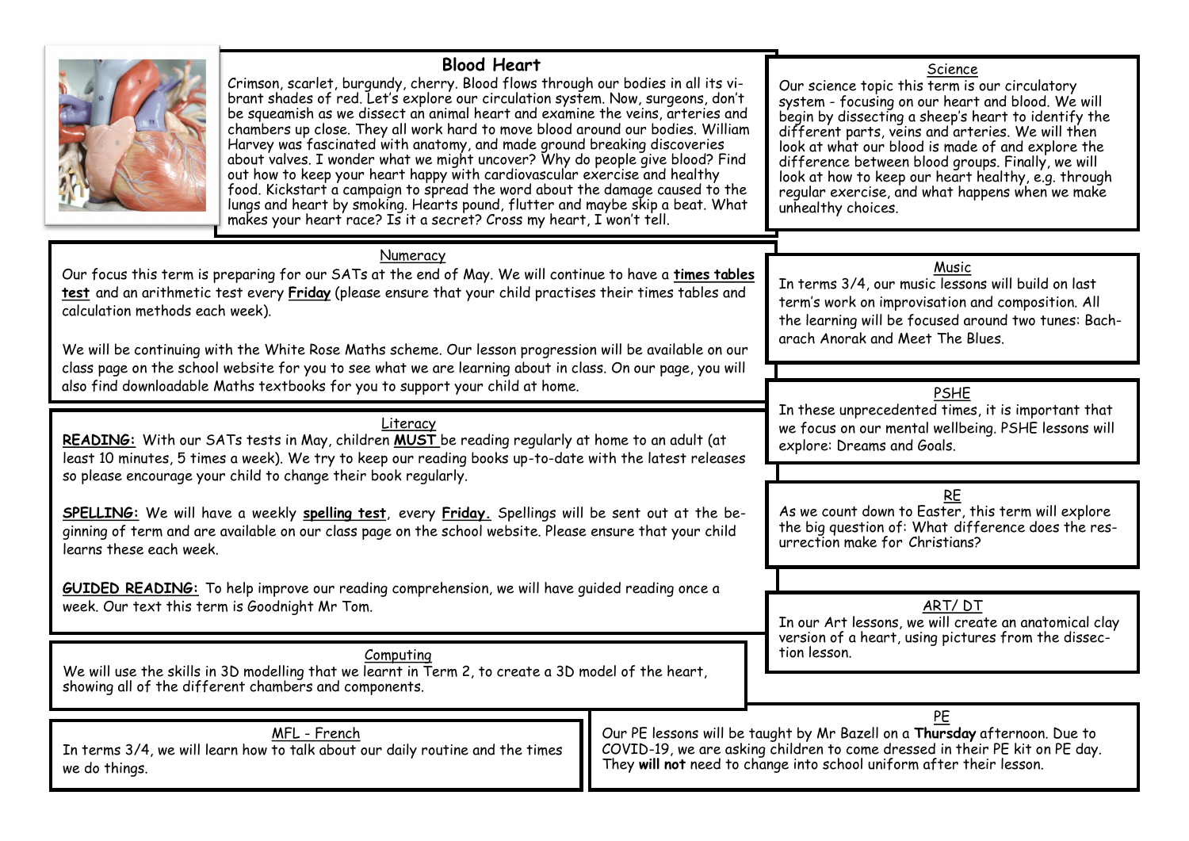## Blood Heart

Crimson, scarlet, burgundy, cherry. Blood flows through our bodies in all its vibrant shades of red. Let's explore our circulation system. Now, surgeons, don't be squeamish as we dissect an animal heart and examine the veins, arteries and chambers up close. They all work hard to move blood around our bodies. William Harvey was fascinated with anatomy, and made ground breaking discoveries about valves. I wonder what we might uncover? Why do people give blood? Find out how to keep your heart happy with cardiovascular exercise and healthy food. Kickstart a campaign to spread the word about the damage caused to the lungs and heart by smoking. Hearts pound, flutter and maybe skip a beat. What makes your heart race? Is it a secret? Cross my heart, I won't tell.

### Science

Our science topic this term is our circulatory system - focusing on our heart and blood. We will begin by dissecting a sheep's heart to identify the different parts, veins and arteries. We will then look at what our blood is made of and explore the difference between blood groups. Finally, we will look at how to keep our heart healthy, e.g. through regular exercise, and what happens when we make unhealthy choices.

### Numeracy

Our focus this term is preparing for our SATs at the end of May. We will continue to have a **times tables test** and an arithmetic test every **Friday** (please ensure that your child practises their times tables and calculation methods each week).

We will be continuing with the White Rose Maths scheme. Our lesson progression will be available on our class page on the school website for you to see what we are learning about in class. On our page, you will also find downloadable Maths textbooks for you to support your child at home.

### Music

In terms 3/4, our music lessons will build on last term's work on improvisation and composition. All the learning will be focused around two tunes: Bach-arach Anorak and Meet The Blues.

### Literacy

**READING:** With our SATs tests in May, children **MUST** be reading regularly at home to an adult (at least 10 minutes, 5 times a week). We try to keep our reading books up-to-date with the latest releases so please encourage your child to change their book regularly.

**SPELLING:** We will have a weekly **spelling test**, every **Friday.** Spellings will be sent out at the beginning of term and are available on our class page on the school website. Please ensure that your child learns these each week.

**GUIDED READING:** To help improve our reading comprehension, we will have guided reading once a week. Our text this term is Goodnight Mr Tom.

### PSHE

In these unprecedented times, it is important that we focus on our mental wellbeing. PSHE lessons will explore: Dreams and Goals.

### RE

As we count down to Easter, this term will explore the big question of: What difference does the resurrection make for Christians?

### ART/ DT

In our Art lessons, we will create an anatomical clay version of a heart, using pictures from the dissection lesson.

### Computing

We will use the skills in 3D modelling that we learnt in Term 2, to create a 3D model of the heart, showing all of the different chambers and components.

### MFL - French

In terms 3/4, we will learn how to talk about our daily routine and the times we do things.

### PE

Our PE lessons will be taught by Mr Bazell on a **Thursday** afternoon. Due to COVID-19, we are asking children to come dressed in their PE kit on PE day. They **will not** need to change into school uniform after their lesson.